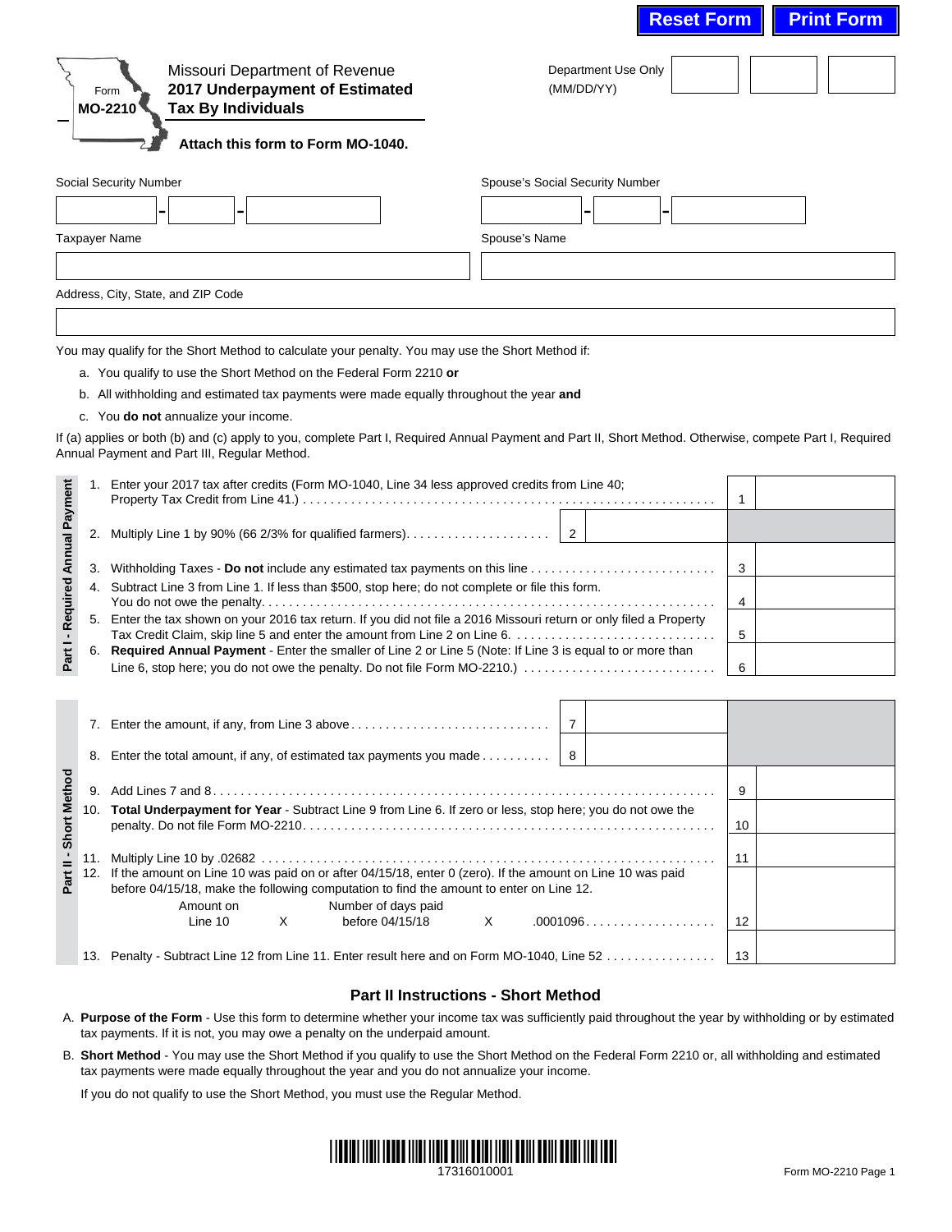Reset Form | Print Form

Form **MO-2210**

Missouri Department of Revenue
**2017 Underpayment of Estimated Tax By Individuals**

**Attach this form to Form MO-1040.**

Department Use Only (MM/DD/YY)

Social Security Number

Spouse's Social Security Number

Taxpayer Name

Spouse's Name

Address, City, State, and ZIP Code

You may qualify for the Short Method to calculate your penalty. You may use the Short Method if:

a. You qualify to use the Short Method on the Federal Form 2210 **or**

b. All withholding and estimated tax payments were made equally throughout the year **and**

c. You **do not** annualize your income.

If (a) applies or both (b) and (c) apply to you, complete Part I, Required Annual Payment and Part II, Short Method. Otherwise, compete Part I, Required Annual Payment and Part III, Regular Method.

**Part I - Required Annual Payment**

| | | |
|---|---|---|
| 1. Enter your 2017 tax after credits (Form MO-1040, Line 34 less approved credits from Line 40; Property Tax Credit from Line 41.) | | 1 |
| 2. Multiply Line 1 by 90% (66 2/3% for qualified farmers) | 2 | |
| 3. Withholding Taxes - **Do not** include any estimated tax payments on this line | | 3 |
| 4. Subtract Line 3 from Line 1. If less than $500, stop here; do not complete or file this form. You do not owe the penalty | | 4 |
| 5. Enter the tax shown on your 2016 tax return. If you did not file a 2016 Missouri return or only filed a Property Tax Credit Claim, skip line 5 and enter the amount from Line 2 on Line 6. | | 5 |
| 6. **Required Annual Payment** - Enter the smaller of Line 2 or Line 5 (Note: If Line 3 is equal to or more than Line 6, stop here; you do not owe the penalty. Do not file Form MO-2210.) | | 6 |

**Part II - Short Method**

| | | |
|---|---|---|
| 7. Enter the amount, if any, from Line 3 above | 7 | |
| 8. Enter the total amount, if any, of estimated tax payments you made | 8 | |
| 9. Add Lines 7 and 8 | | 9 |
| 10. **Total Underpayment for Year** - Subtract Line 9 from Line 6. If zero or less, stop here; you do not owe the penalty. Do not file Form MO-2210 | | 10 |
| 11. Multiply Line 10 by .02682 | | 11 |
| 12. If the amount on Line 10 was paid on or after 04/15/18, enter 0 (zero). If the amount on Line 10 was paid before 04/15/18, make the following computation to find the amount to enter on Line 12. Amount on Line 10 X Number of days paid before 04/15/18 X .0001096 | | 12 |
| 13. Penalty - Subtract Line 12 from Line 11. Enter result here and on Form MO-1040, Line 52 | | 13 |

## Part II Instructions - Short Method

A. **Purpose of the Form** - Use this form to determine whether your income tax was sufficiently paid throughout the year by withholding or by estimated tax payments. If it is not, you may owe a penalty on the underpaid amount.

B. **Short Method** - You may use the Short Method if you qualify to use the Short Method on the Federal Form 2210 or, all withholding and estimated tax payments were made equally throughout the year and you do not annualize your income.

If you do not qualify to use the Short Method, you must use the Regular Method.

17316010001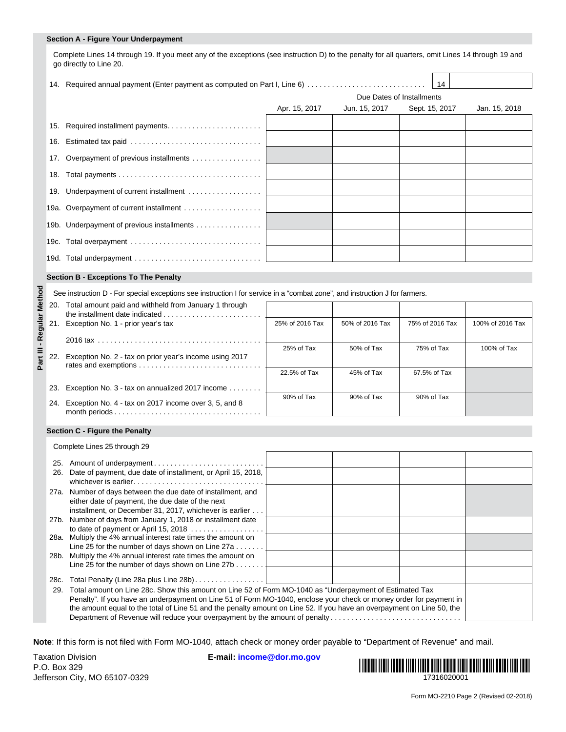### Section A - Figure Your Underpayment

Complete Lines 14 through 19. If you meet any of the exceptions (see instruction D) to the penalty for all quarters, omit Lines 14 through 19 and go directly to Line 20.

14. Required annual payment (Enter payment as computed on Part I, Line 6) . . . . . . . . . . . . . . . . . . . . . . . . . . . . . | 14 | |

| | Due Dates of Installments | | | |
|---|---|---|---|---|
| | Apr. 15, 2017 | Jun. 15, 2017 | Sept. 15, 2017 | Jan. 15, 2018 |
| 15. Required installment payments | | | | |
| 16. Estimated tax paid | | | | |
| 17. Overpayment of previous installments | | | | |
| 18. Total payments | | | | |
| 19. Underpayment of current installment | | | | |
| 19a. Overpayment of current installment | | | | |
| 19b. Underpayment of previous installments | | | | |
| 19c. Total overpayment | | | | |
| 19d. Total underpayment | | | | |

### Section B - Exceptions To The Penalty

**Part III - Regular Method**

See instruction D - For special exceptions see instruction I for service in a "combat zone", and instruction J for farmers.

| | Apr. 15, 2017 | Jun. 15, 2017 | Sept. 15, 2017 | Jan. 15, 2018 |
|---|---|---|---|---|
| 20. Total amount paid and withheld from January 1 through the installment date indicated | | | | |
| 21. Exception No. 1 - prior year's tax 2016 tax | 25% of 2016 Tax | 50% of 2016 Tax | 75% of 2016 Tax | 100% of 2016 Tax |
| 22. Exception No. 2 - tax on prior year's income using 2017 rates and exemptions | 25% of Tax | 50% of Tax | 75% of Tax | 100% of Tax |
| 23. Exception No. 3 - tax on annualized 2017 income | 22.5% of Tax | 45% of Tax | 67.5% of Tax | |
| 24. Exception No. 4 - tax on 2017 income over 3, 5, and 8 month periods | 90% of Tax | 90% of Tax | 90% of Tax | |

### Section C - Figure the Penalty

Complete Lines 25 through 29

| | Apr. 15, 2017 | Jun. 15, 2017 | Sept. 15, 2017 | Jan. 15, 2018 |
|---|---|---|---|---|
| 25. Amount of underpayment | | | | |
| 26. Date of payment, due date of installment, or April 15, 2018, whichever is earlier | | | | |
| 27a. Number of days between the due date of installment, and either date of payment, the due date of the next installment, or December 31, 2017, whichever is earlier | | | | |
| 27b. Number of days from January 1, 2018 or installment date to date of payment or April 15, 2018 | | | | |
| 28a. Multiply the 4% annual interest rate times the amount on Line 25 for the number of days shown on Line 27a | | | | |
| 28b. Multiply the 4% annual interest rate times the amount on Line 25 for the number of days shown on Line 27b | | | | |
| 28c. Total Penalty (Line 28a plus Line 28b) | | | | |

29. Total amount on Line 28c. Show this amount on Line 52 of Form MO-1040 as "Underpayment of Estimated Tax Penalty". If you have an underpayment on Line 51 of Form MO-1040, enclose your check or money order for payment in the amount equal to the total of Line 51 and the penalty amount on Line 52. If you have an overpayment on Line 50, the Department of Revenue will reduce your overpayment by the amount of penalty . . . . . . . . . . . . . . . . . . . . . . . . . . . . . . . | |

**Note**: If this form is not filed with Form MO-1040, attach check or money order payable to "Department of Revenue" and mail.

Taxation Division
P.O. Box 329
Jefferson City, MO 65107-0329

**E-mail:** income@dor.mo.gov

17316020001

Form MO-2210 Page 2 (Revised 02-2018)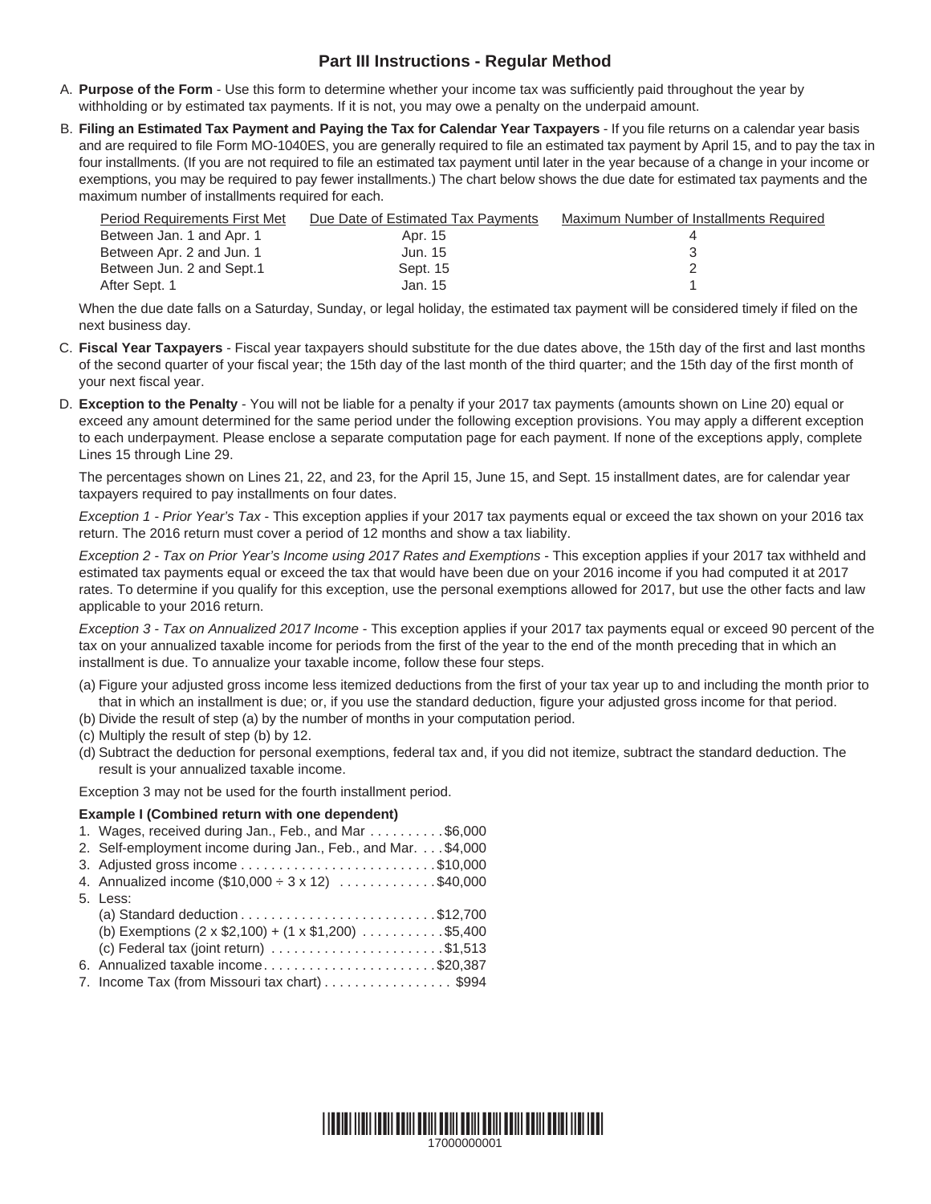## Part III Instructions - Regular Method

A. **Purpose of the Form** - Use this form to determine whether your income tax was sufficiently paid throughout the year by withholding or by estimated tax payments. If it is not, you may owe a penalty on the underpaid amount.

B. **Filing an Estimated Tax Payment and Paying the Tax for Calendar Year Taxpayers** - If you file returns on a calendar year basis and are required to file Form MO-1040ES, you are generally required to file an estimated tax payment by April 15, and to pay the tax in four installments. (If you are not required to file an estimated tax payment until later in the year because of a change in your income or exemptions, you may be required to pay fewer installments.) The chart below shows the due date for estimated tax payments and the maximum number of installments required for each.

| Period Requirements First Met | Due Date of Estimated Tax Payments | Maximum Number of Installments Required |
|---|---|---|
| Between Jan. 1 and Apr. 1 | Apr. 15 | 4 |
| Between Apr. 2 and Jun. 1 | Jun. 15 | 3 |
| Between Jun. 2 and Sept.1 | Sept. 15 | 2 |
| After Sept. 1 | Jan. 15 | 1 |

When the due date falls on a Saturday, Sunday, or legal holiday, the estimated tax payment will be considered timely if filed on the next business day.

C. **Fiscal Year Taxpayers** - Fiscal year taxpayers should substitute for the due dates above, the 15th day of the first and last months of the second quarter of your fiscal year; the 15th day of the last month of the third quarter; and the 15th day of the first month of your next fiscal year.

D. **Exception to the Penalty** - You will not be liable for a penalty if your 2017 tax payments (amounts shown on Line 20) equal or exceed any amount determined for the same period under the following exception provisions. You may apply a different exception to each underpayment. Please enclose a separate computation page for each payment. If none of the exceptions apply, complete Lines 15 through Line 29.

The percentages shown on Lines 21, 22, and 23, for the April 15, June 15, and Sept. 15 installment dates, are for calendar year taxpayers required to pay installments on four dates.

*Exception 1 - Prior Year's Tax* - This exception applies if your 2017 tax payments equal or exceed the tax shown on your 2016 tax return. The 2016 return must cover a period of 12 months and show a tax liability.

*Exception 2 - Tax on Prior Year's Income using 2017 Rates and Exemptions* - This exception applies if your 2017 tax withheld and estimated tax payments equal or exceed the tax that would have been due on your 2016 income if you had computed it at 2017 rates. To determine if you qualify for this exception, use the personal exemptions allowed for 2017, but use the other facts and law applicable to your 2016 return.

*Exception 3 - Tax on Annualized 2017 Income* - This exception applies if your 2017 tax payments equal or exceed 90 percent of the tax on your annualized taxable income for periods from the first of the year to the end of the month preceding that in which an installment is due. To annualize your taxable income, follow these four steps.

(a) Figure your adjusted gross income less itemized deductions from the first of your tax year up to and including the month prior to that in which an installment is due; or, if you use the standard deduction, figure your adjusted gross income for that period.
(b) Divide the result of step (a) by the number of months in your computation period.
(c) Multiply the result of step (b) by 12.
(d) Subtract the deduction for personal exemptions, federal tax and, if you did not itemize, subtract the standard deduction. The result is your annualized taxable income.

Exception 3 may not be used for the fourth installment period.

**Example I (Combined return with one dependent)**

1. Wages, received during Jan., Feb., and Mar . . . . . . . . . . $6,000
2. Self-employment income during Jan., Feb., and Mar. . . . $4,000
3. Adjusted gross income . . . . . . . . . . . . . . . . . . . . . . . . . . $10,000
4. Annualized income ($10,000 ÷ 3 x 12) . . . . . . . . . . . . . $40,000
5. Less:
   (a) Standard deduction . . . . . . . . . . . . . . . . . . . . . . . . . . $12,700
   (b) Exemptions (2 x $2,100) + (1 x $1,200) . . . . . . . . . . . $5,400
   (c) Federal tax (joint return) . . . . . . . . . . . . . . . . . . . . . . . $1,513
6. Annualized taxable income . . . . . . . . . . . . . . . . . . . . . . . $20,387
7. Income Tax (from Missouri tax chart) . . . . . . . . . . . . . . . . . $994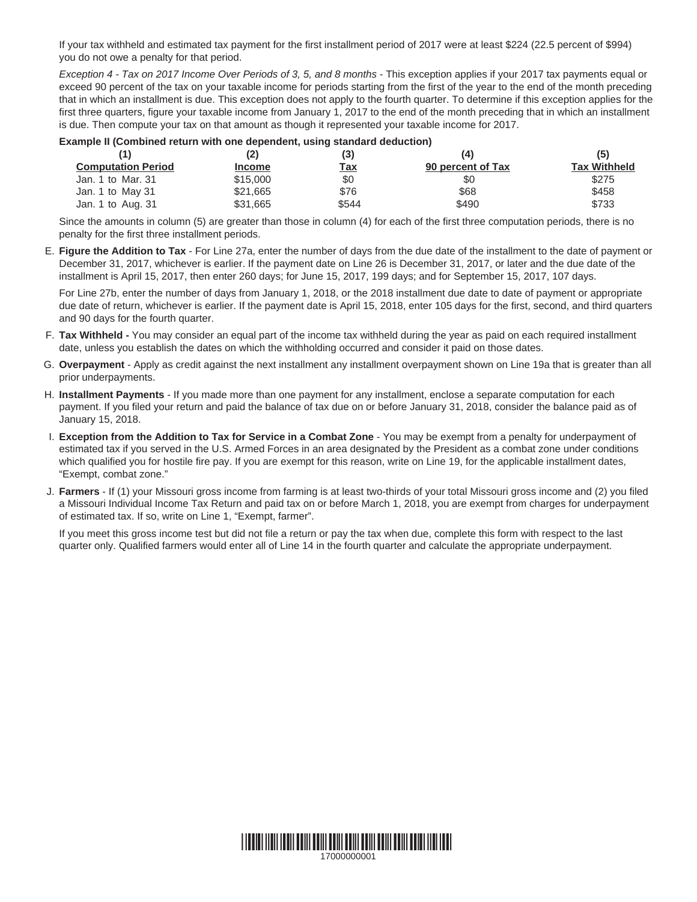If your tax withheld and estimated tax payment for the first installment period of 2017 were at least $224 (22.5 percent of $994) you do not owe a penalty for that period.

*Exception 4 - Tax on 2017 Income Over Periods of 3, 5, and 8 months* - This exception applies if your 2017 tax payments equal or exceed 90 percent of the tax on your taxable income for periods starting from the first of the year to the end of the month preceding that in which an installment is due. This exception does not apply to the fourth quarter. To determine if this exception applies for the first three quarters, figure your taxable income from January 1, 2017 to the end of the month preceding that in which an installment is due. Then compute your tax on that amount as though it represented your taxable income for 2017.

**Example II (Combined return with one dependent, using standard deduction)**

| (1) Computation Period | (2) Income | (3) Tax | (4) 90 percent of Tax | (5) Tax Withheld |
|---|---|---|---|---|
| Jan. 1 to Mar. 31 | $15,000 | $0 | $0 | $275 |
| Jan. 1 to May 31 | $21,665 | $76 | $68 | $458 |
| Jan. 1 to Aug. 31 | $31,665 | $544 | $490 | $733 |

Since the amounts in column (5) are greater than those in column (4) for each of the first three computation periods, there is no penalty for the first three installment periods.

E. **Figure the Addition to Tax** - For Line 27a, enter the number of days from the due date of the installment to the date of payment or December 31, 2017, whichever is earlier. If the payment date on Line 26 is December 31, 2017, or later and the due date of the installment is April 15, 2017, then enter 260 days; for June 15, 2017, 199 days; and for September 15, 2017, 107 days.

   For Line 27b, enter the number of days from January 1, 2018, or the 2018 installment due date to date of payment or appropriate due date of return, whichever is earlier. If the payment date is April 15, 2018, enter 105 days for the first, second, and third quarters and 90 days for the fourth quarter.

F. **Tax Withheld -** You may consider an equal part of the income tax withheld during the year as paid on each required installment date, unless you establish the dates on which the withholding occurred and consider it paid on those dates.

G. **Overpayment** - Apply as credit against the next installment any installment overpayment shown on Line 19a that is greater than all prior underpayments.

H. **Installment Payments** - If you made more than one payment for any installment, enclose a separate computation for each payment. If you filed your return and paid the balance of tax due on or before January 31, 2018, consider the balance paid as of January 15, 2018.

I. **Exception from the Addition to Tax for Service in a Combat Zone** - You may be exempt from a penalty for underpayment of estimated tax if you served in the U.S. Armed Forces in an area designated by the President as a combat zone under conditions which qualified you for hostile fire pay. If you are exempt for this reason, write on Line 19, for the applicable installment dates, "Exempt, combat zone."

J. **Farmers** - If (1) your Missouri gross income from farming is at least two-thirds of your total Missouri gross income and (2) you filed a Missouri Individual Income Tax Return and paid tax on or before March 1, 2018, you are exempt from charges for underpayment of estimated tax. If so, write on Line 1, "Exempt, farmer".

   If you meet this gross income test but did not file a return or pay the tax when due, complete this form with respect to the last quarter only. Qualified farmers would enter all of Line 14 in the fourth quarter and calculate the appropriate underpayment.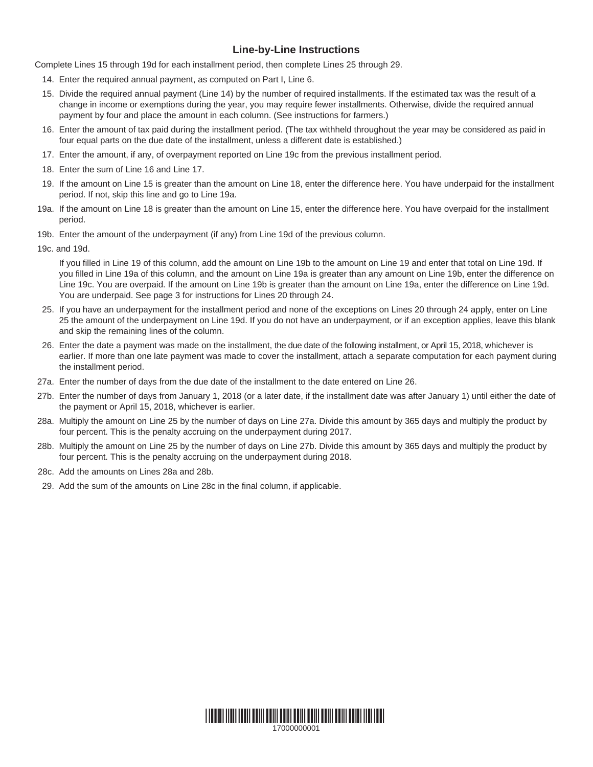## Line-by-Line Instructions

Complete Lines 15 through 19d for each installment period, then complete Lines 25 through 29.

14. Enter the required annual payment, as computed on Part I, Line 6.
15. Divide the required annual payment (Line 14) by the number of required installments. If the estimated tax was the result of a change in income or exemptions during the year, you may require fewer installments. Otherwise, divide the required annual payment by four and place the amount in each column. (See instructions for farmers.)
16. Enter the amount of tax paid during the installment period. (The tax withheld throughout the year may be considered as paid in four equal parts on the due date of the installment, unless a different date is established.)
17. Enter the amount, if any, of overpayment reported on Line 19c from the previous installment period.
18. Enter the sum of Line 16 and Line 17.
19. If the amount on Line 15 is greater than the amount on Line 18, enter the difference here. You have underpaid for the installment period. If not, skip this line and go to Line 19a.

19a. If the amount on Line 18 is greater than the amount on Line 15, enter the difference here. You have overpaid for the installment period.

19b. Enter the amount of the underpayment (if any) from Line 19d of the previous column.

19c. and 19d.

If you filled in Line 19 of this column, add the amount on Line 19b to the amount on Line 19 and enter that total on Line 19d. If you filled in Line 19a of this column, and the amount on Line 19a is greater than any amount on Line 19b, enter the difference on Line 19c. You are overpaid. If the amount on Line 19b is greater than the amount on Line 19a, enter the difference on Line 19d. You are underpaid. See page 3 for instructions for Lines 20 through 24.

25. If you have an underpayment for the installment period and none of the exceptions on Lines 20 through 24 apply, enter on Line 25 the amount of the underpayment on Line 19d. If you do not have an underpayment, or if an exception applies, leave this blank and skip the remaining lines of the column.
26. Enter the date a payment was made on the installment, the due date of the following installment, or April 15, 2018, whichever is earlier. If more than one late payment was made to cover the installment, attach a separate computation for each payment during the installment period.

27a. Enter the number of days from the due date of the installment to the date entered on Line 26.

27b. Enter the number of days from January 1, 2018 (or a later date, if the installment date was after January 1) until either the date of the payment or April 15, 2018, whichever is earlier.

28a. Multiply the amount on Line 25 by the number of days on Line 27a. Divide this amount by 365 days and multiply the product by four percent. This is the penalty accruing on the underpayment during 2017.

28b. Multiply the amount on Line 25 by the number of days on Line 27b. Divide this amount by 365 days and multiply the product by four percent. This is the penalty accruing on the underpayment during 2018.

28c. Add the amounts on Lines 28a and 28b.

29. Add the sum of the amounts on Line 28c in the final column, if applicable.

17000000001